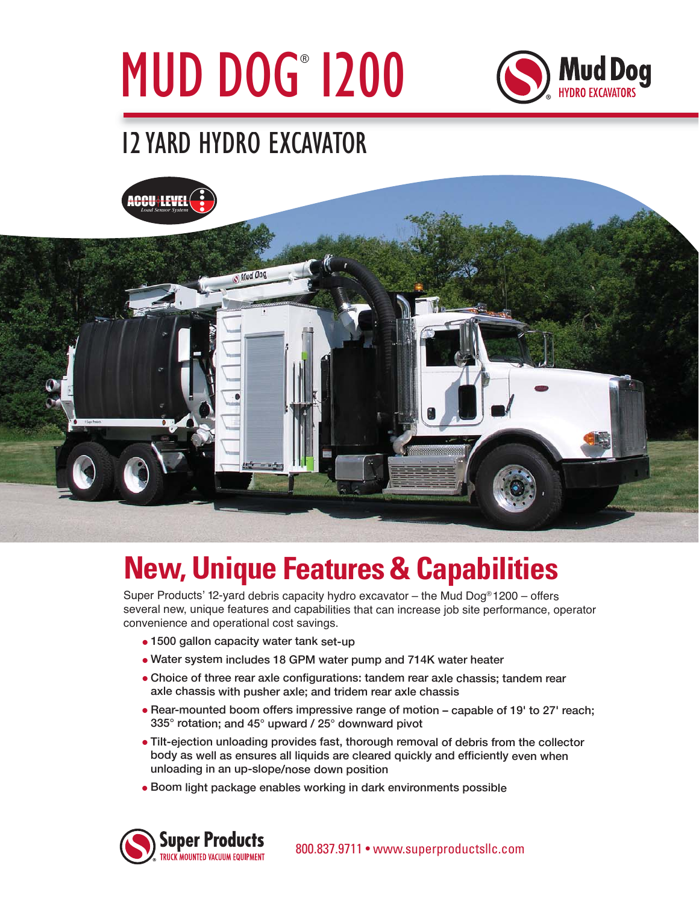# MUD DOG® 1200

Mud Dog HYDRO EXCAVATORS

## 12 YARD HYDRO EXCAVATOR

ACCU-LEVEL Load Sensor System

## New, Unique Features & Capabilities

Super Products' 12-yard debris capacity hydro excavator – the Mud Dog® 1200 – offers several new, unique features and capabilities that can increase job site performance, operator convenience and operational cost savings.

- 1500 gallon capacity water tank set-up
- Water system includes 18 GPM water pump and 714K water heater
- Choice of three rear axle configurations: tandem rear axle chassis; tandem rear axle chassis with pusher axle; and tridem rear axle chassis
- Rear-mounted boom offers impressive range of motion – capable of 19' to 27' reach; 335° rotation; and 45° upward / 25° downward pivot
- Tilt-ejection unloading provides fast, thorough removal of debris from the collector body as well as ensures all liquids are cleared quickly and efficiently even when unloading in an up-slope/nose down position
- Boom light package enables working in dark environments possible

Super Products TRUCK MOUNTED VACUUM EQUIPMENT

800.837.9711 • www.superproductsllc.com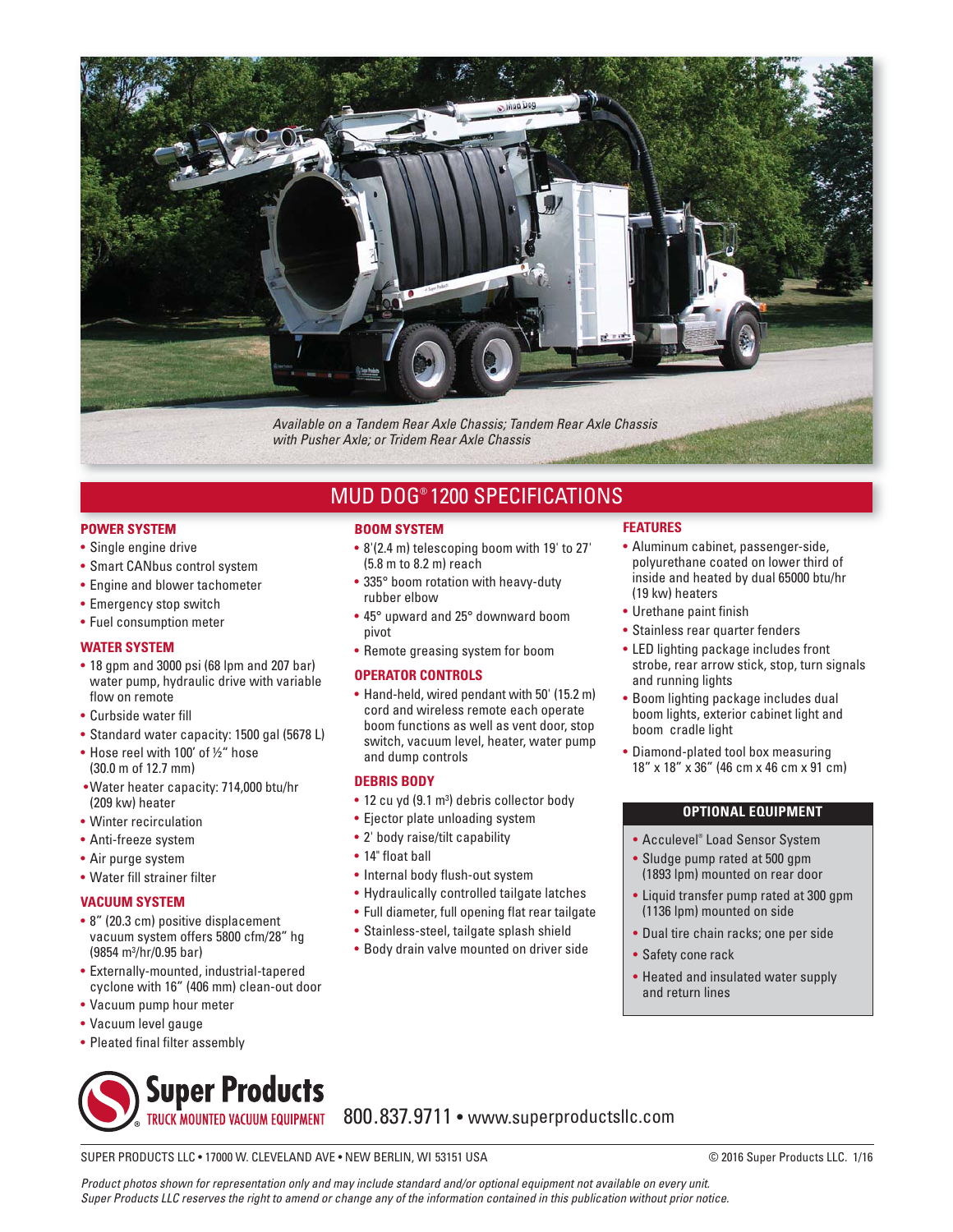*Available on a Tandem Rear Axle Chassis; Tandem Rear Axle Chassis with Pusher Axle; or Tridem Rear Axle Chassis*

## MUD DOG® 1200 SPECIFICATIONS

### POWER SYSTEM

- Single engine drive
- Smart CANbus control system
- Engine and blower tachometer
- Emergency stop switch
- Fuel consumption meter

### WATER SYSTEM

- 18 gpm and 3000 psi (68 lpm and 207 bar) water pump, hydraulic drive with variable flow on remote
- Curbside water fill
- Standard water capacity: 1500 gal (5678 L)
- Hose reel with 100' of ½" hose (30.0 m of 12.7 mm)
- Water heater capacity: 714,000 btu/hr (209 kw) heater
- Winter recirculation
- Anti-freeze system
- Air purge system
- Water fill strainer filter

### VACUUM SYSTEM

- 8" (20.3 cm) positive displacement vacuum system offers 5800 cfm/28" hg (9854 $m^3$/hr/0.95 bar)
- Externally-mounted, industrial-tapered cyclone with 16" (406 mm) clean-out door
- Vacuum pump hour meter
- Vacuum level gauge
- Pleated final filter assembly

### BOOM SYSTEM

- 8'(2.4 m) telescoping boom with 19' to 27' (5.8 m to 8.2 m) reach
- 335° boom rotation with heavy-duty rubber elbow
- 45° upward and 25° downward boom pivot
- Remote greasing system for boom

### OPERATOR CONTROLS

- Hand-held, wired pendant with 50' (15.2 m) cord and wireless remote each operate boom functions as well as vent door, stop switch, vacuum level, heater, water pump and dump controls

### DEBRIS BODY

- 12 cu yd (9.1 $m^3$) debris collector body
- Ejector plate unloading system
- 2' body raise/tilt capability
- 14" float ball
- Internal body flush-out system
- Hydraulically controlled tailgate latches
- Full diameter, full opening flat rear tailgate
- Stainless-steel, tailgate splash shield
- Body drain valve mounted on driver side

### FEATURES

- Aluminum cabinet, passenger-side, polyurethane coated on lower third of inside and heated by dual 65000 btu/hr (19 kw) heaters
- Urethane paint finish
- Stainless rear quarter fenders
- LED lighting package includes front strobe, rear arrow stick, stop, turn signals and running lights
- Boom lighting package includes dual boom lights, exterior cabinet light and boom cradle light
- Diamond-plated tool box measuring 18" x 18" x 36" (46 cm x 46 cm x 91 cm)

### OPTIONAL EQUIPMENT

- Acculevel® Load Sensor System
- Sludge pump rated at 500 gpm (1893 lpm) mounted on rear door
- Liquid transfer pump rated at 300 gpm (1136 lpm) mounted on side
- Dual tire chain racks; one per side
- Safety cone rack
- Heated and insulated water supply and return lines

**Super Products** TRUCK MOUNTED VACUUM EQUIPMENT 800.837.9711 • www.superproductsllc.com

SUPER PRODUCTS LLC • 17000 W. CLEVELAND AVE • NEW BERLIN, WI 53151 USA

© 2016 Super Products LLC. 1/16

*Product photos shown for representation only and may include standard and/or optional equipment not available on every unit. Super Products LLC reserves the right to amend or change any of the information contained in this publication without prior notice.*